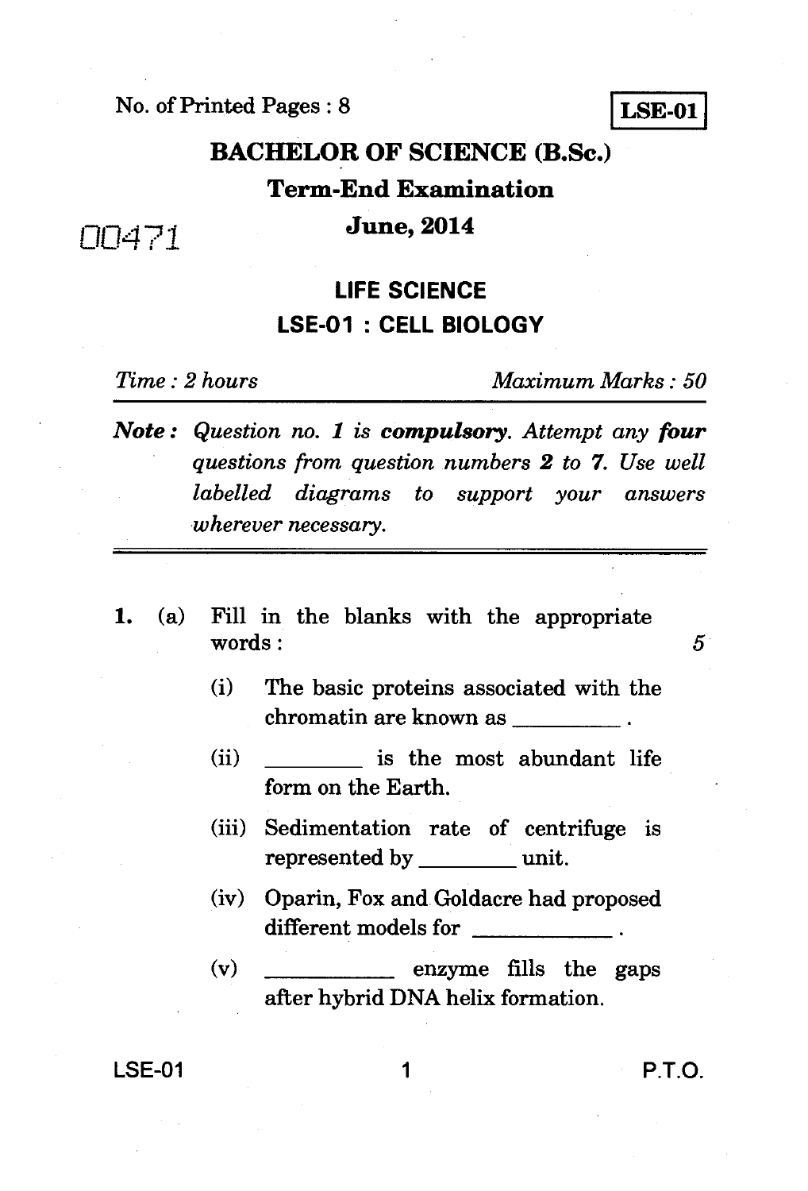No. of Printed Pages : 8

**LSE-01**

# BACHELOR OF SCIENCE (B.Sc.)

## Term-End Examination

00471

## June, 2014

## LIFE SCIENCE

## LSE-01 : CELL BIOLOGY

*Time : 2 hours* *Maximum Marks : 50*

***Note :*** *Question no. 1 is* ***compulsory****. Attempt any* ***four*** *questions from question numbers* ***2*** *to* ***7****. Use well labelled diagrams to support your answers wherever necessary.*

---

1. (a) Fill in the blanks with the appropriate words : 5

   (i) The basic proteins associated with the chromatin are known as \_\_\_\_\_\_\_\_\_ .

   (ii) \_\_\_\_\_\_\_\_ is the most abundant life form on the Earth.

   (iii) Sedimentation rate of centrifuge is represented by \_\_\_\_\_\_\_\_ unit.

   (iv) Oparin, Fox and Goldacre had proposed different models for \_\_\_\_\_\_\_\_\_\_\_\_ .

   (v) \_\_\_\_\_\_\_\_\_\_\_ enzyme fills the gaps after hybrid DNA helix formation.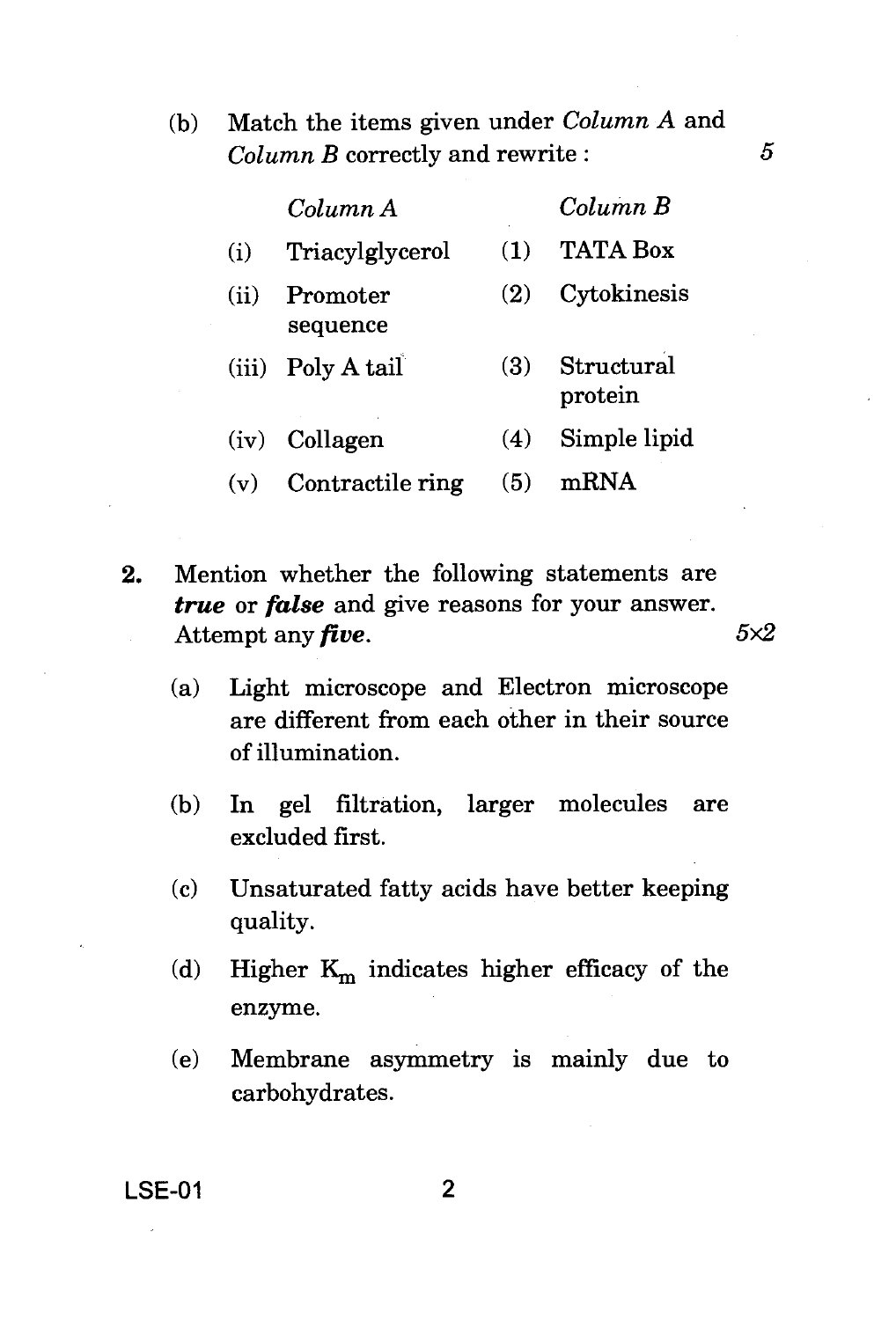(b) Match the items given under *Column A* and *Column B* correctly and rewrite : 5

| | *Column A* | | *Column B* |
|---|---|---|---|
| (i) | Triacylglycerol | (1) | TATA Box |
| (ii) | Promoter sequence | (2) | Cytokinesis |
| (iii) | Poly A tail | (3) | Structural protein |
| (iv) | Collagen | (4) | Simple lipid |
| (v) | Contractile ring | (5) | mRNA |

**2.** Mention whether the following statements are ***true*** or ***false*** and give reasons for your answer. Attempt any ***five***. 5×2

(a) Light microscope and Electron microscope are different from each other in their source of illumination.

(b) In gel filtration, larger molecules are excluded first.

(c) Unsaturated fatty acids have better keeping quality.

(d) Higher $K_m$ indicates higher efficacy of the enzyme.

(e) Membrane asymmetry is mainly due to carbohydrates.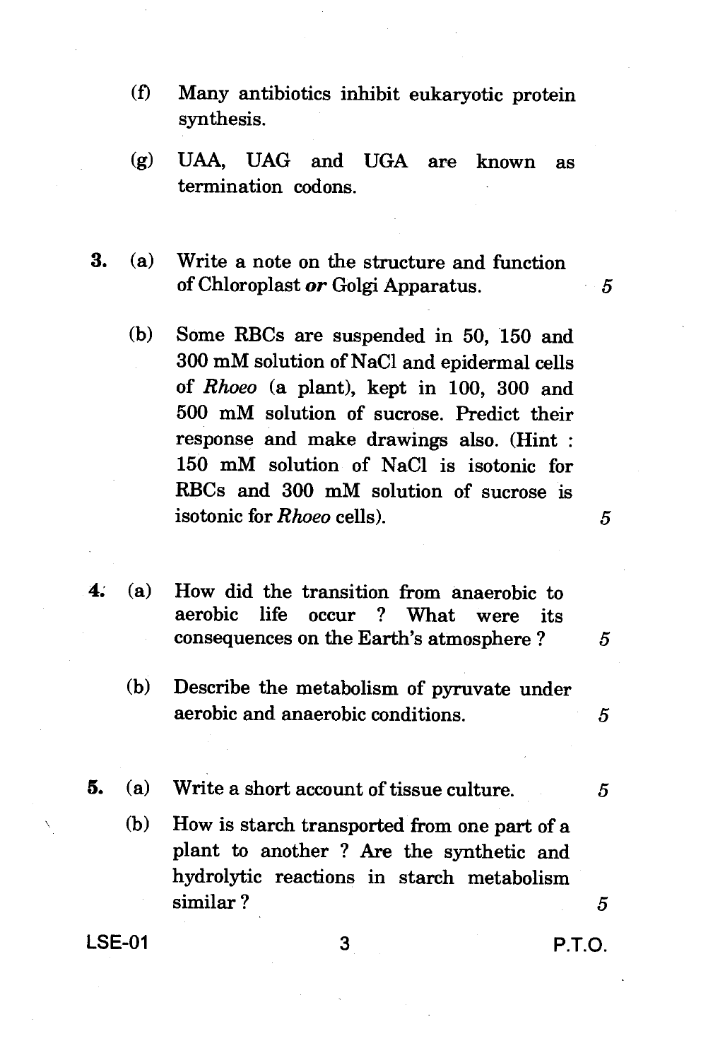(f) Many antibiotics inhibit eukaryotic protein synthesis.

(g) UAA, UAG and UGA are known as termination codons.

**3.** (a) Write a note on the structure and function of Chloroplast *or* Golgi Apparatus. 5

(b) Some RBCs are suspended in 50, 150 and 300 mM solution of NaCl and epidermal cells of *Rhoeo* (a plant), kept in 100, 300 and 500 mM solution of sucrose. Predict their response and make drawings also. (Hint : 150 mM solution of NaCl is isotonic for RBCs and 300 mM solution of sucrose is isotonic for *Rhoeo* cells). 5

**4.** (a) How did the transition from anaerobic to aerobic life occur ? What were its consequences on the Earth's atmosphere ? 5

(b) Describe the metabolism of pyruvate under aerobic and anaerobic conditions. 5

**5.** (a) Write a short account of tissue culture. 5

(b) How is starch transported from one part of a plant to another ? Are the synthetic and hydrolytic reactions in starch metabolism similar ? 5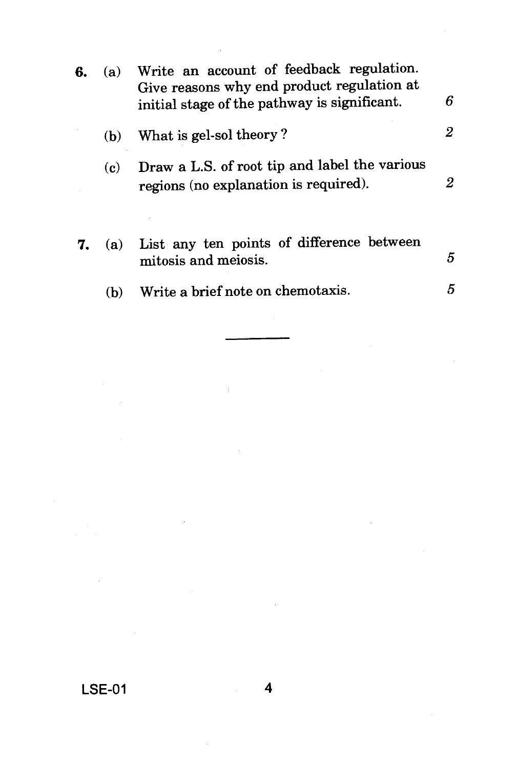6. (a) Write an account of feedback regulation. Give reasons why end product regulation at initial stage of the pathway is significant. 6

   (b) What is gel-sol theory ? 2

   (c) Draw a L.S. of root tip and label the various regions (no explanation is required). 2

7. (a) List any ten points of difference between mitosis and meiosis. 5

   (b) Write a brief note on chemotaxis. 5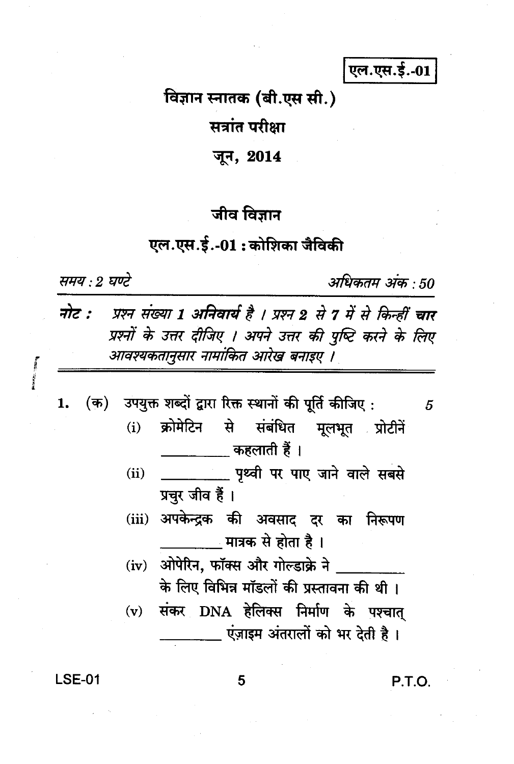एल.एस.ई.-01

# विज्ञान स्नातक (बी.एस सी.)

## सत्रांत परीक्षा

## जून, 2014

## जीव विज्ञान

## एल.एस.ई.-01 : कोशिका जैविकी

*समय : 2 घण्टे* *अधिकतम अंक : 50*

***नोट :*** *प्रश्न संख्या 1 **अनिवार्य** है । प्रश्न 2 से 7 में से किन्हीं **चार** प्रश्नों के उत्तर दीजिए । अपने उत्तर की पुष्टि करने के लिए आवश्यकतानुसार नामांकित आरेख बनाइए ।*

---

1. (क) उपयुक्त शब्दों द्वारा रिक्त स्थानों की पूर्ति कीजिए : 5

   (i) क्रोमेटिन से संबंधित मूलभूत प्रोटीनें ________ कहलाती हैं ।

   (ii) ________ पृथ्वी पर पाए जाने वाले सबसे प्रचुर जीव हैं ।

   (iii) अपकेन्द्रक की अवसाद दर का निरूपण ________ मात्रक से होता है ।

   (iv) ओपेरिन, फॉक्स और गोल्डाक्रे ने ________ के लिए विभिन्न मॉडलों की प्रस्तावना की थी ।

   (v) संकर DNA हेलिक्स निर्माण के पश्चात् ________ एंज़ाइम अंतरालों को भर देती है ।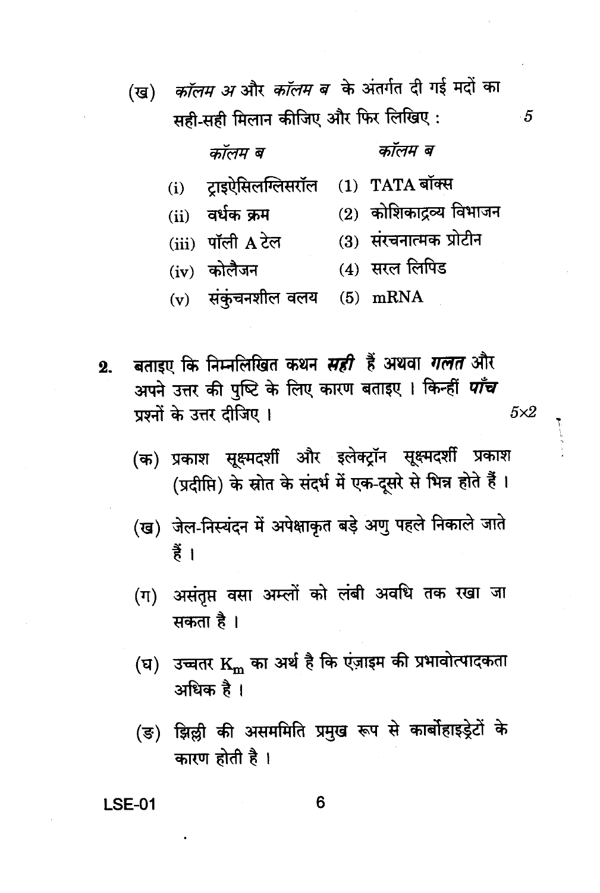(ख) *कॉलम अ* और *कॉलम ब* के अंतर्गत दी गई मदों का सही-सही मिलान कीजिए और फिर लिखिए : 5

| *कॉलम ब* | *कॉलम ब* |
|---|---|
| (i) ट्राइऐसिलग्लिसरॉल | (1) TATA बॉक्स |
| (ii) वर्धक क्रम | (2) कोशिकाद्रव्य विभाजन |
| (iii) पॉली A टेल | (3) संरचनात्मक प्रोटीन |
| (iv) कोलैजन | (4) सरल लिपिड |
| (v) संकुंचनशील वलय | (5) mRNA |

2. बताइए कि निम्नलिखित कथन ***सही*** हैं अथवा ***गलत*** और अपने उत्तर की पुष्टि के लिए कारण बताइए । किन्हीं ***पाँच*** प्रश्नों के उत्तर दीजिए । $5 \times 2$

(क) प्रकाश सूक्ष्मदर्शी और इलेक्ट्रॉन सूक्ष्मदर्शी प्रकाश (प्रदीप्ति) के स्रोत के संदर्भ में एक-दूसरे से भिन्न होते हैं ।

(ख) जेल-निस्यंदन में अपेक्षाकृत बड़े अणु पहले निकाले जाते हैं ।

(ग) असंतृप्त वसा अम्लों को लंबी अवधि तक रखा जा सकता है ।

(घ) उच्चतर $K_m$ का अर्थ है कि एंज़ाइम की प्रभावोत्पादकता अधिक है ।

(ङ) झिल्ली की असममिति प्रमुख रूप से कार्बोहाइड्रेटों के कारण होती है ।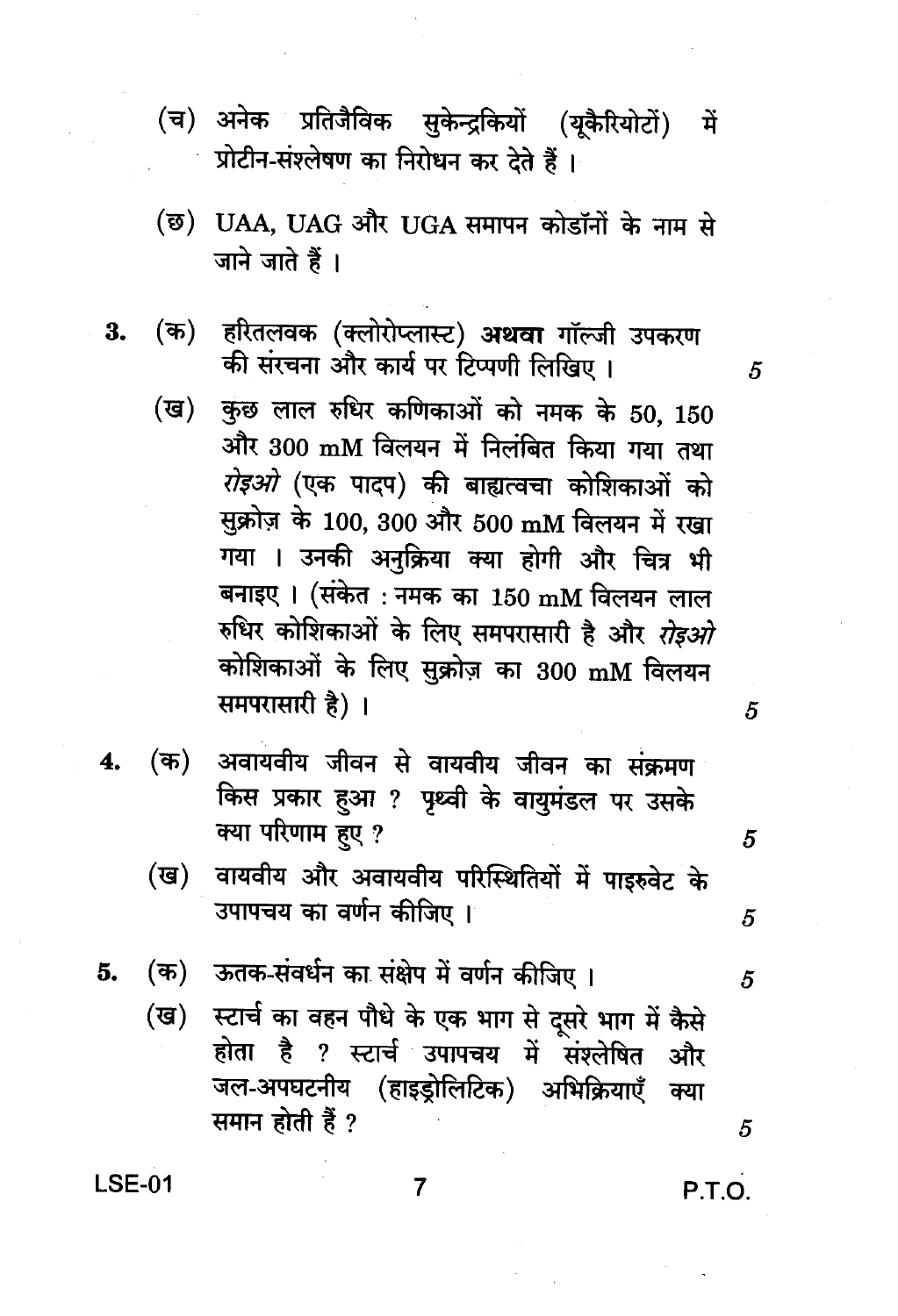(च) अनेक प्रतिजैविक सुकेन्द्रकियों (यूकैरियोटों) में प्रोटीन-संश्लेषण का निरोधन कर देते हैं ।

(छ) UAA, UAG और UGA समापन कोडॉनों के नाम से जाने जाते हैं ।

3. (क) हरितलवक (क्लोरोप्लास्ट) **अथवा** गॉल्जी उपकरण की संरचना और कार्य पर टिप्पणी लिखिए । 5

(ख) कुछ लाल रुधिर कणिकाओं को नमक के 50, 150 और 300 mM विलयन में निलंबित किया गया तथा *रोइओ* (एक पादप) की बाह्यत्वचा कोशिकाओं को सुक्रोज़ के 100, 300 और 500 mM विलयन में रखा गया । उनकी अनुक्रिया क्या होगी और चित्र भी बनाइए । (संकेत : नमक का 150 mM विलयन लाल रुधिर कोशिकाओं के लिए समपरासारी है और *रोइओ* कोशिकाओं के लिए सुक्रोज़ का 300 mM विलयन समपरासारी है) । 5

4. (क) अवायवीय जीवन से वायवीय जीवन का संक्रमण किस प्रकार हुआ ? पृथ्वी के वायुमंडल पर उसके क्या परिणाम हुए ? 5

(ख) वायवीय और अवायवीय परिस्थितियों में पाइरुवेट के उपापचय का वर्णन कीजिए । 5

5. (क) ऊतक-संवर्धन का संक्षेप में वर्णन कीजिए । 5

(ख) स्टार्च का वहन पौधे के एक भाग से दूसरे भाग में कैसे होता है ? स्टार्च उपापचय में संश्लेषित और जल-अपघटनीय (हाइड्रोलिटिक) अभिक्रियाएँ क्या समान होती हैं ? 5

LSE-01

P.T.O.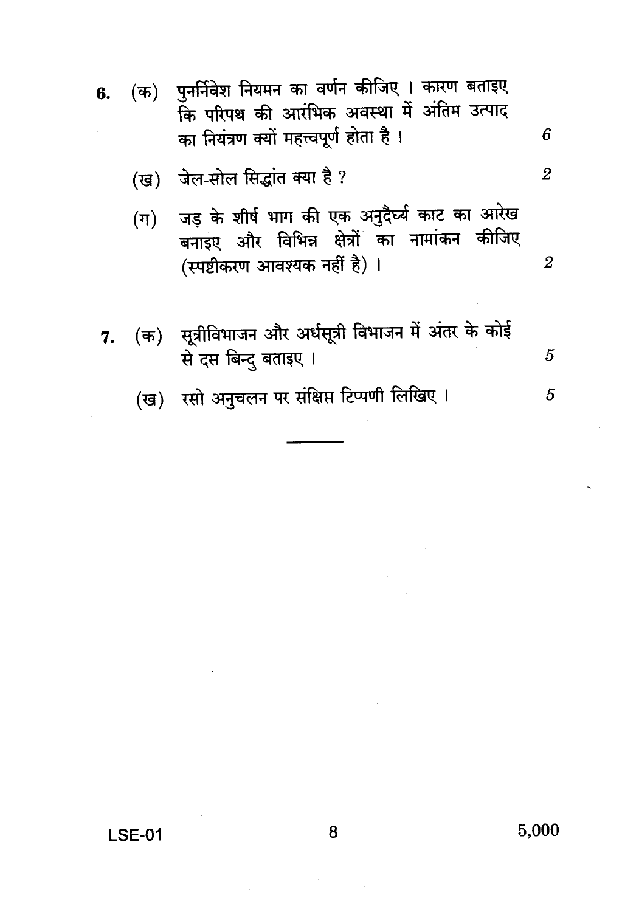6. (क) पुनर्निवेश नियमन का वर्णन कीजिए । कारण बताइए कि परिपथ की आरंभिक अवस्था में अंतिम उत्पाद का नियंत्रण क्यों महत्त्वपूर्ण होता है । 6

   (ख) जेल-सोल सिद्धांत क्या है ? 2

   (ग) जड़ के शीर्ष भाग की एक अनुदैर्घ्य काट का आरेख बनाइए और विभिन्न क्षेत्रों का नामांकन कीजिए (स्पष्टीकरण आवश्यक नहीं है) । 2

7. (क) सूत्रीविभाजन और अर्धसूत्री विभाजन में अंतर के कोई से दस बिन्दु बताइए । 5

   (ख) रसो अनुचलन पर संक्षिप्त टिप्पणी लिखिए । 5

LSE-01 5,000